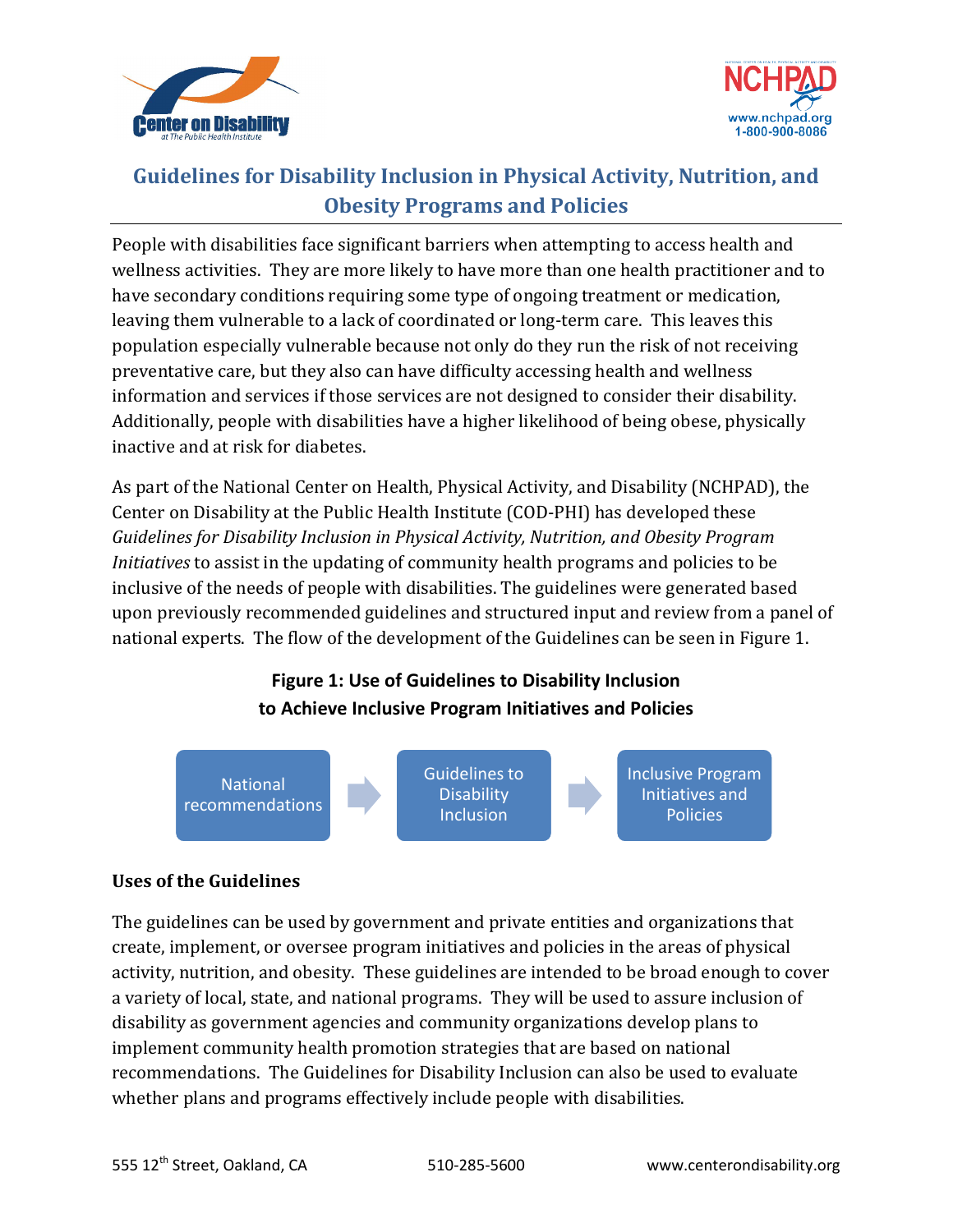# Guidelines for Disability Inclusion in Physical Activity, Nutrition, and Obesity Programs and Policies

People with disabilities face significant barriers when attempting to access health and wellness activities. They are more likely to have more than one health practitioner and to have secondary conditions requiring some type of ongoing treatment or medication, leaving them vulnerable to a lack of coordinated or long-term care. This leaves this population especially vulnerable because not only do they run the risk of not receiving preventative care, but they also can have difficulty accessing health and wellness information and services if those services are not designed to consider their disability. Additionally, people with disabilities have a higher likelihood of being obese, physically inactive and at risk for diabetes.

As part of the National Center on Health, Physical Activity, and Disability (NCHPAD), the Center on Disability at the Public Health Institute (COD-PHI) has developed these *Guidelines for Disability Inclusion in Physical Activity, Nutrition, and Obesity Program Initiatives* to assist in the updating of community health programs and policies to be inclusive of the needs of people with disabilities. The guidelines were generated based upon previously recommended guidelines and structured input and review from a panel of national experts. The flow of the development of the Guidelines can be seen in Figure 1.

**Figure 1: Use of Guidelines to Disability Inclusion to Achieve Inclusive Program Initiatives and Policies**

National recommendations → Guidelines to Disability Inclusion → Inclusive Program Initiatives and Policies

### Uses of the Guidelines

The guidelines can be used by government and private entities and organizations that create, implement, or oversee program initiatives and policies in the areas of physical activity, nutrition, and obesity. These guidelines are intended to be broad enough to cover a variety of local, state, and national programs. They will be used to assure inclusion of disability as government agencies and community organizations develop plans to implement community health promotion strategies that are based on national recommendations. The Guidelines for Disability Inclusion can also be used to evaluate whether plans and programs effectively include people with disabilities.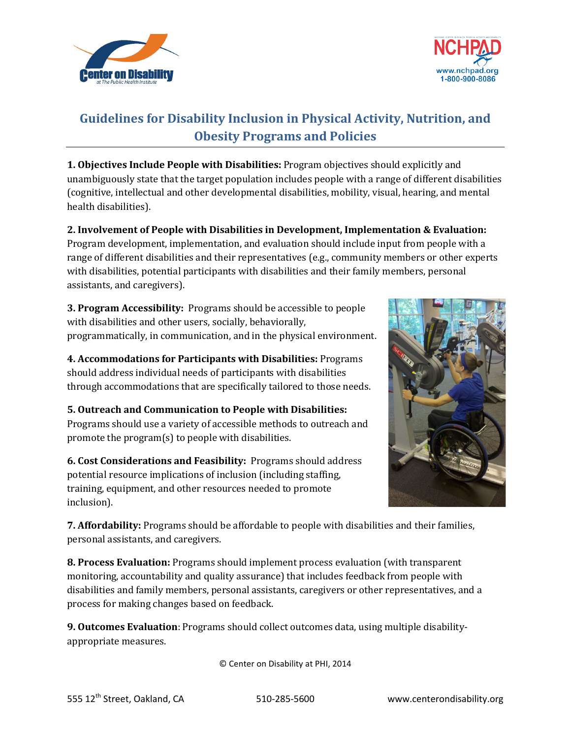# Guidelines for Disability Inclusion in Physical Activity, Nutrition, and Obesity Programs and Policies

**1. Objectives Include People with Disabilities:** Program objectives should explicitly and unambiguously state that the target population includes people with a range of different disabilities (cognitive, intellectual and other developmental disabilities, mobility, visual, hearing, and mental health disabilities).

**2. Involvement of People with Disabilities in Development, Implementation & Evaluation:** Program development, implementation, and evaluation should include input from people with a range of different disabilities and their representatives (e.g., community members or other experts with disabilities, potential participants with disabilities and their family members, personal assistants, and caregivers).

**3. Program Accessibility:** Programs should be accessible to people with disabilities and other users, socially, behaviorally, programmatically, in communication, and in the physical environment.

**4. Accommodations for Participants with Disabilities:** Programs should address individual needs of participants with disabilities through accommodations that are specifically tailored to those needs.

**5. Outreach and Communication to People with Disabilities:** Programs should use a variety of accessible methods to outreach and promote the program(s) to people with disabilities.

**6. Cost Considerations and Feasibility:** Programs should address potential resource implications of inclusion (including staffing, training, equipment, and other resources needed to promote inclusion).

**7. Affordability:** Programs should be affordable to people with disabilities and their families, personal assistants, and caregivers.

**8. Process Evaluation:** Programs should implement process evaluation (with transparent monitoring, accountability and quality assurance) that includes feedback from people with disabilities and family members, personal assistants, caregivers or other representatives, and a process for making changes based on feedback.

**9. Outcomes Evaluation**: Programs should collect outcomes data, using multiple disability-appropriate measures.

© Center on Disability at PHI, 2014

555 12th Street, Oakland, CA 510-285-5600 www.centerondisability.org